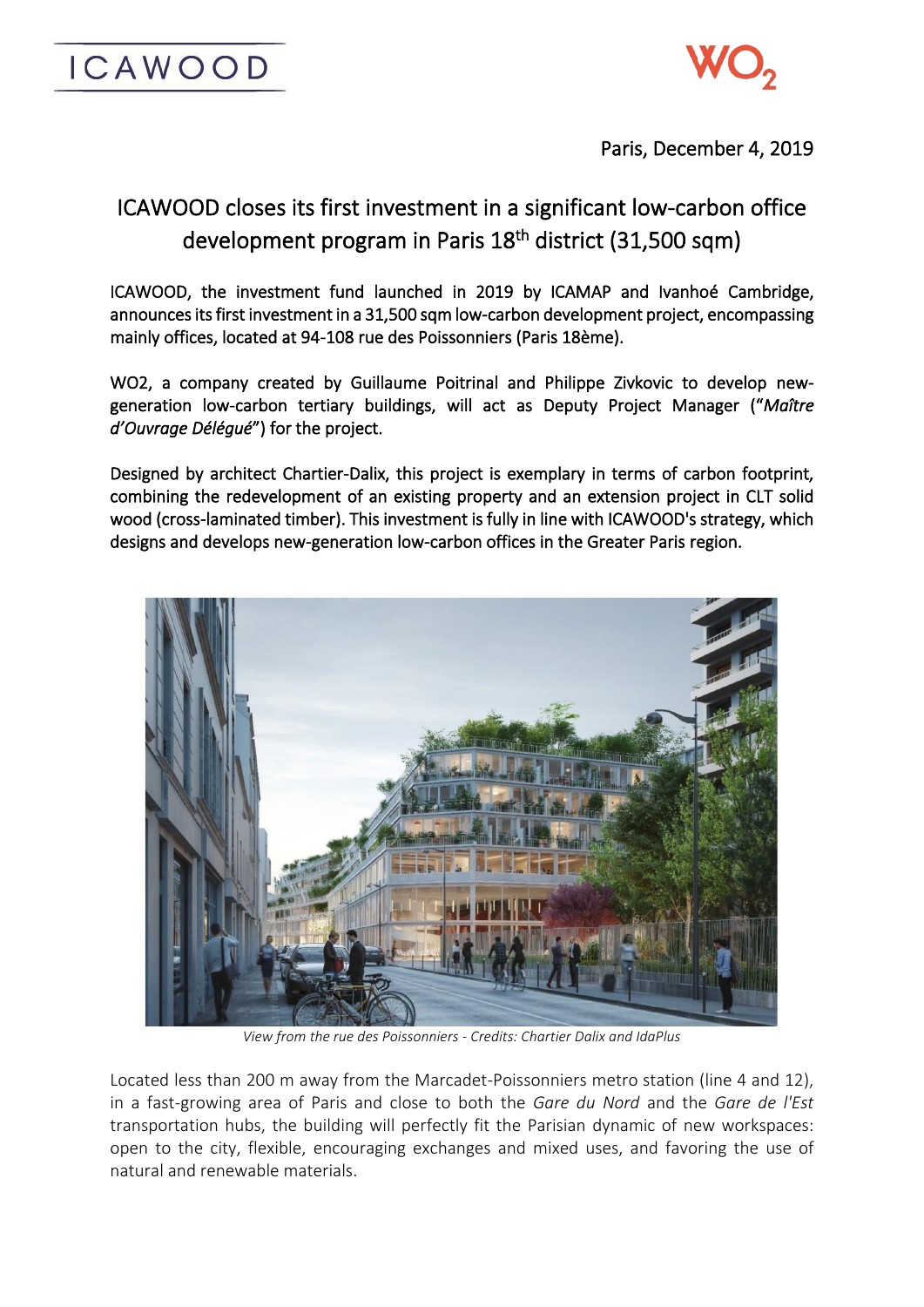ICAWOOD

WO2

Paris, December 4, 2019

# ICAWOOD closes its first investment in a significant low-carbon office development program in Paris 18th district (31,500 sqm)

ICAWOOD, the investment fund launched in 2019 by ICAMAP and Ivanhoé Cambridge, announces its first investment in a 31,500 sqm low-carbon development project, encompassing mainly offices, located at 94-108 rue des Poissonniers (Paris 18ème).

WO2, a company created by Guillaume Poitrinal and Philippe Zivkovic to develop new-generation low-carbon tertiary buildings, will act as Deputy Project Manager ("*Maître d'Ouvrage Délégué*") for the project.

Designed by architect Chartier-Dalix, this project is exemplary in terms of carbon footprint, combining the redevelopment of an existing property and an extension project in CLT solid wood (cross-laminated timber). This investment is fully in line with ICAWOOD's strategy, which designs and develops new-generation low-carbon offices in the Greater Paris region.

*View from the rue des Poissonniers - Credits: Chartier Dalix and IdaPlus*

Located less than 200 m away from the Marcadet-Poissonniers metro station (line 4 and 12), in a fast-growing area of Paris and close to both the *Gare du Nord* and the *Gare de l'Est* transportation hubs, the building will perfectly fit the Parisian dynamic of new workspaces: open to the city, flexible, encouraging exchanges and mixed uses, and favoring the use of natural and renewable materials.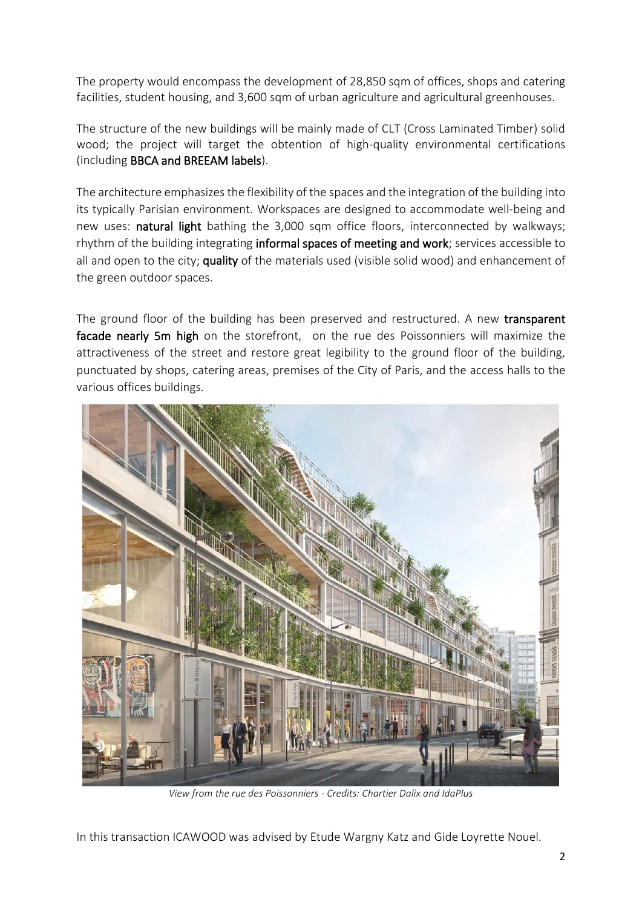The property would encompass the development of 28,850 sqm of offices, shops and catering facilities, student housing, and 3,600 sqm of urban agriculture and agricultural greenhouses.

The structure of the new buildings will be mainly made of CLT (Cross Laminated Timber) solid wood; the project will target the obtention of high-quality environmental certifications (including **BBCA and BREEAM labels**).

The architecture emphasizes the flexibility of the spaces and the integration of the building into its typically Parisian environment. Workspaces are designed to accommodate well-being and new uses: **natural light** bathing the 3,000 sqm office floors, interconnected by walkways; rhythm of the building integrating **informal spaces of meeting and work**; services accessible to all and open to the city; **quality** of the materials used (visible solid wood) and enhancement of the green outdoor spaces.

The ground floor of the building has been preserved and restructured. A new **transparent facade nearly 5m high** on the storefront, on the rue des Poissonniers will maximize the attractiveness of the street and restore great legibility to the ground floor of the building, punctuated by shops, catering areas, premises of the City of Paris, and the access halls to the various offices buildings.

*View from the rue des Poissonniers - Credits: Chartier Dalix and IdaPlus*

In this transaction ICAWOOD was advised by Etude Wargny Katz and Gide Loyrette Nouel.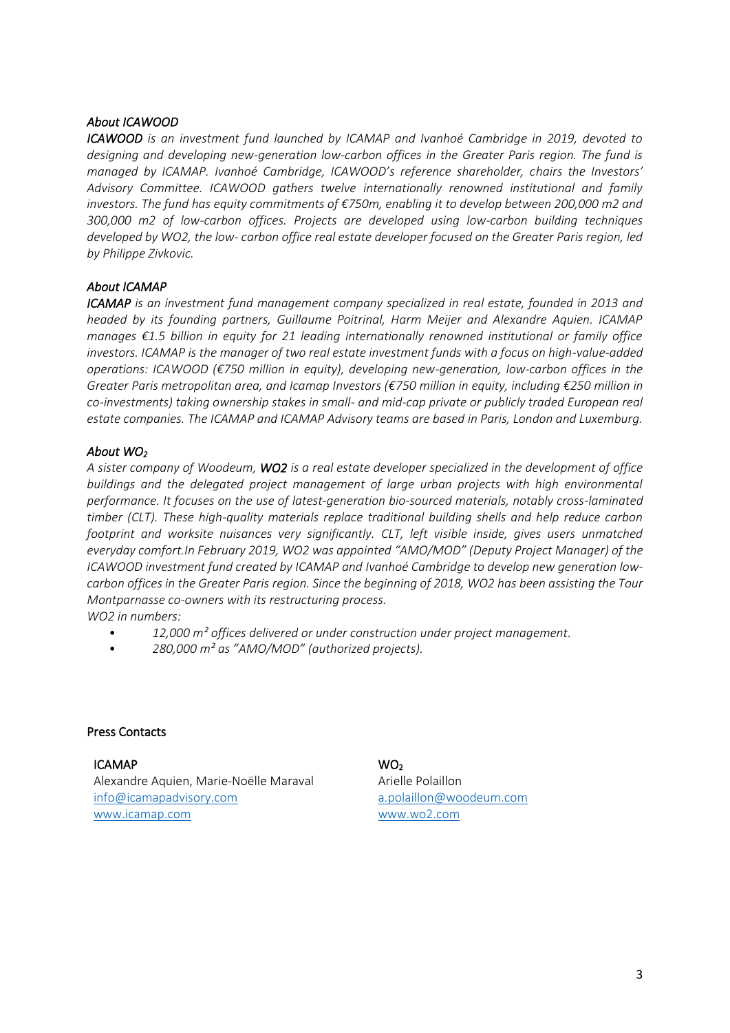### *About ICAWOOD*

***ICAWOOD*** *is an investment fund launched by ICAMAP and Ivanhoé Cambridge in 2019, devoted to designing and developing new-generation low-carbon offices in the Greater Paris region. The fund is managed by ICAMAP. Ivanhoé Cambridge, ICAWOOD's reference shareholder, chairs the Investors' Advisory Committee. ICAWOOD gathers twelve internationally renowned institutional and family investors. The fund has equity commitments of €750m, enabling it to develop between 200,000 m2 and 300,000 m2 of low-carbon offices. Projects are developed using low-carbon building techniques developed by WO2, the low- carbon office real estate developer focused on the Greater Paris region, led by Philippe Zivkovic.*

### *About ICAMAP*

***ICAMAP*** *is an investment fund management company specialized in real estate, founded in 2013 and headed by its founding partners, Guillaume Poitrinal, Harm Meijer and Alexandre Aquien. ICAMAP manages €1.5 billion in equity for 21 leading internationally renowned institutional or family office investors. ICAMAP is the manager of two real estate investment funds with a focus on high-value-added operations: ICAWOOD (€750 million in equity), developing new-generation, low-carbon offices in the Greater Paris metropolitan area, and Icamap Investors (€750 million in equity, including €250 million in co-investments) taking ownership stakes in small- and mid-cap private or publicly traded European real estate companies. The ICAMAP and ICAMAP Advisory teams are based in Paris, London and Luxemburg.*

### *About $WO_2$*

*A sister company of Woodeum,* ***WO2*** *is a real estate developer specialized in the development of office buildings and the delegated project management of large urban projects with high environmental performance. It focuses on the use of latest-generation bio-sourced materials, notably cross-laminated timber (CLT). These high-quality materials replace traditional building shells and help reduce carbon footprint and worksite nuisances very significantly. CLT, left visible inside, gives users unmatched everyday comfort.In February 2019, WO2 was appointed "AMO/MOD" (Deputy Project Manager) of the ICAWOOD investment fund created by ICAMAP and Ivanhoé Cambridge to develop new generation low-carbon offices in the Greater Paris region. Since the beginning of 2018, WO2 has been assisting the Tour Montparnasse co-owners with its restructuring process.*

*WO2 in numbers:*

- *12,000 m² offices delivered or under construction under project management.*
- *280,000 m² as "AMO/MOD" (authorized projects).*

### Press Contacts

**ICAMAP**
Alexandre Aquien, Marie-Noëlle Maraval
info@icamapadvisory.com
www.icamap.com

**$WO_2$**
Arielle Polaillon
a.polaillon@woodeum.com
www.wo2.com